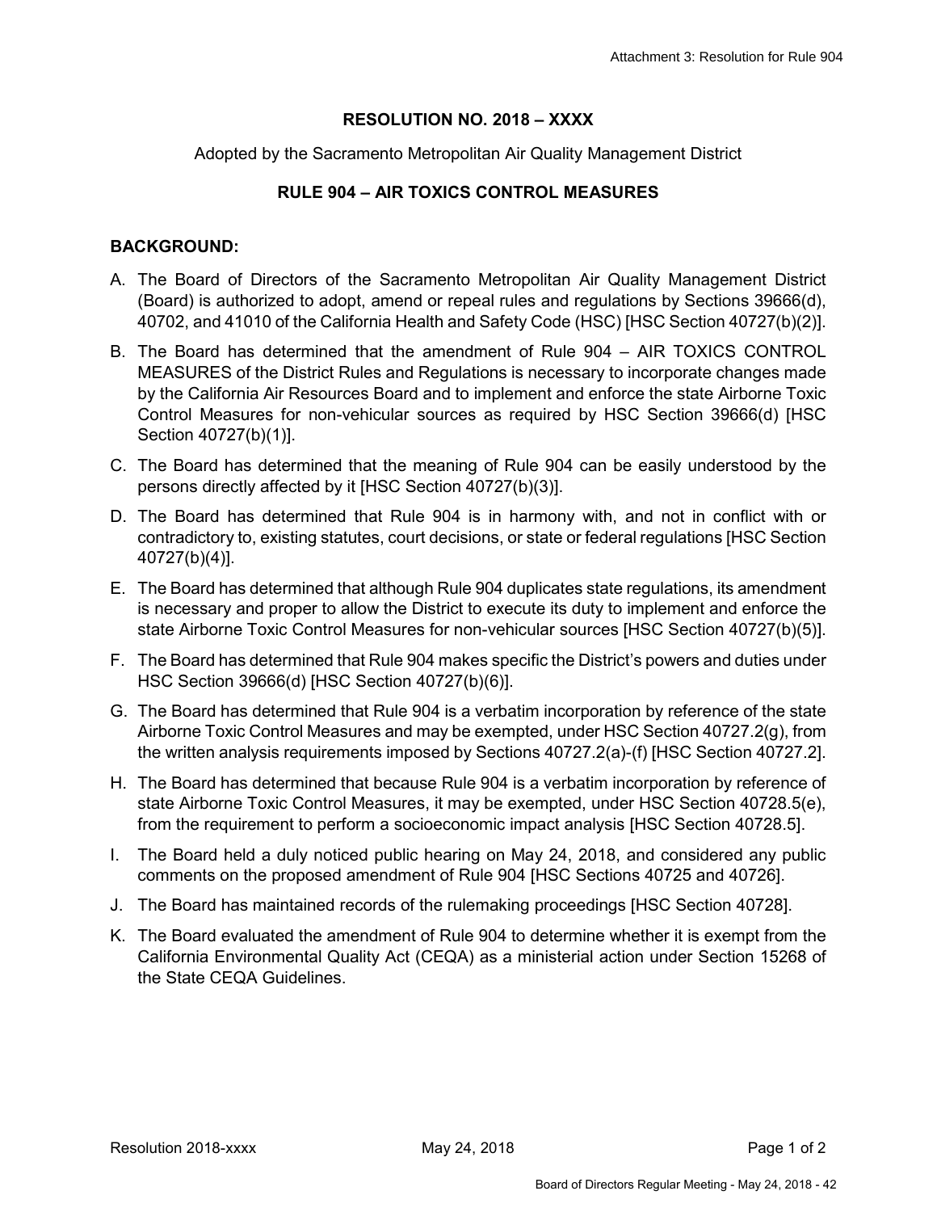# RESOLUTION NO. 2018 – XXXX

Adopted by the Sacramento Metropolitan Air Quality Management District

## RULE 904 – AIR TOXICS CONTROL MEASURES

### BACKGROUND:

A. The Board of Directors of the Sacramento Metropolitan Air Quality Management District (Board) is authorized to adopt, amend or repeal rules and regulations by Sections 39666(d), 40702, and 41010 of the California Health and Safety Code (HSC) [HSC Section 40727(b)(2)].

B. The Board has determined that the amendment of Rule 904 – AIR TOXICS CONTROL MEASURES of the District Rules and Regulations is necessary to incorporate changes made by the California Air Resources Board and to implement and enforce the state Airborne Toxic Control Measures for non-vehicular sources as required by HSC Section 39666(d) [HSC Section 40727(b)(1)].

C. The Board has determined that the meaning of Rule 904 can be easily understood by the persons directly affected by it [HSC Section 40727(b)(3)].

D. The Board has determined that Rule 904 is in harmony with, and not in conflict with or contradictory to, existing statutes, court decisions, or state or federal regulations [HSC Section 40727(b)(4)].

E. The Board has determined that although Rule 904 duplicates state regulations, its amendment is necessary and proper to allow the District to execute its duty to implement and enforce the state Airborne Toxic Control Measures for non-vehicular sources [HSC Section 40727(b)(5)].

F. The Board has determined that Rule 904 makes specific the District's powers and duties under HSC Section 39666(d) [HSC Section 40727(b)(6)].

G. The Board has determined that Rule 904 is a verbatim incorporation by reference of the state Airborne Toxic Control Measures and may be exempted, under HSC Section 40727.2(g), from the written analysis requirements imposed by Sections 40727.2(a)-(f) [HSC Section 40727.2].

H. The Board has determined that because Rule 904 is a verbatim incorporation by reference of state Airborne Toxic Control Measures, it may be exempted, under HSC Section 40728.5(e), from the requirement to perform a socioeconomic impact analysis [HSC Section 40728.5].

I. The Board held a duly noticed public hearing on May 24, 2018, and considered any public comments on the proposed amendment of Rule 904 [HSC Sections 40725 and 40726].

J. The Board has maintained records of the rulemaking proceedings [HSC Section 40728].

K. The Board evaluated the amendment of Rule 904 to determine whether it is exempt from the California Environmental Quality Act (CEQA) as a ministerial action under Section 15268 of the State CEQA Guidelines.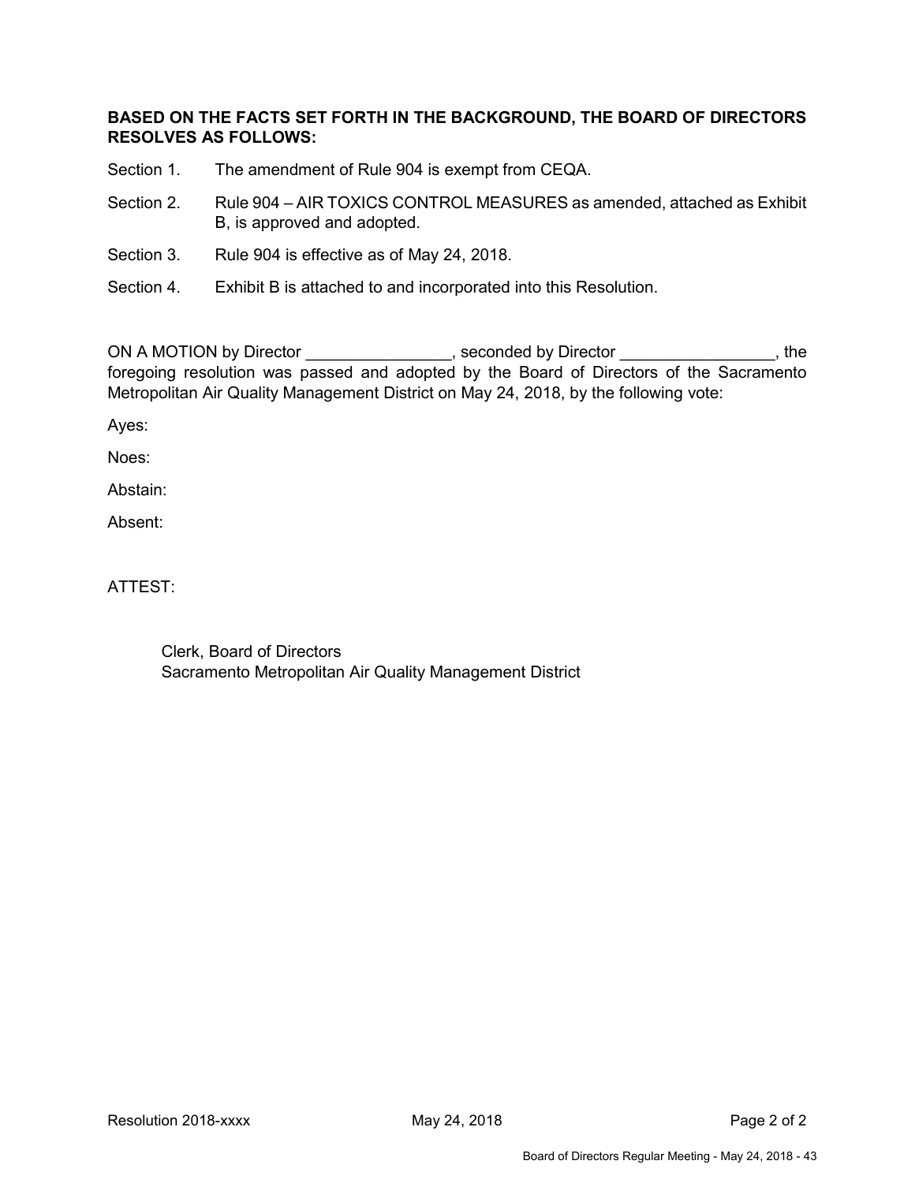**BASED ON THE FACTS SET FORTH IN THE BACKGROUND, THE BOARD OF DIRECTORS RESOLVES AS FOLLOWS:**

Section 1. The amendment of Rule 904 is exempt from CEQA.

Section 2. Rule 904 – AIR TOXICS CONTROL MEASURES as amended, attached as Exhibit B, is approved and adopted.

Section 3. Rule 904 is effective as of May 24, 2018.

Section 4. Exhibit B is attached to and incorporated into this Resolution.

ON A MOTION by Director ________________, seconded by Director _________________, the foregoing resolution was passed and adopted by the Board of Directors of the Sacramento Metropolitan Air Quality Management District on May 24, 2018, by the following vote:

Ayes:

Noes:

Abstain:

Absent:

ATTEST:

Clerk, Board of Directors
Sacramento Metropolitan Air Quality Management District